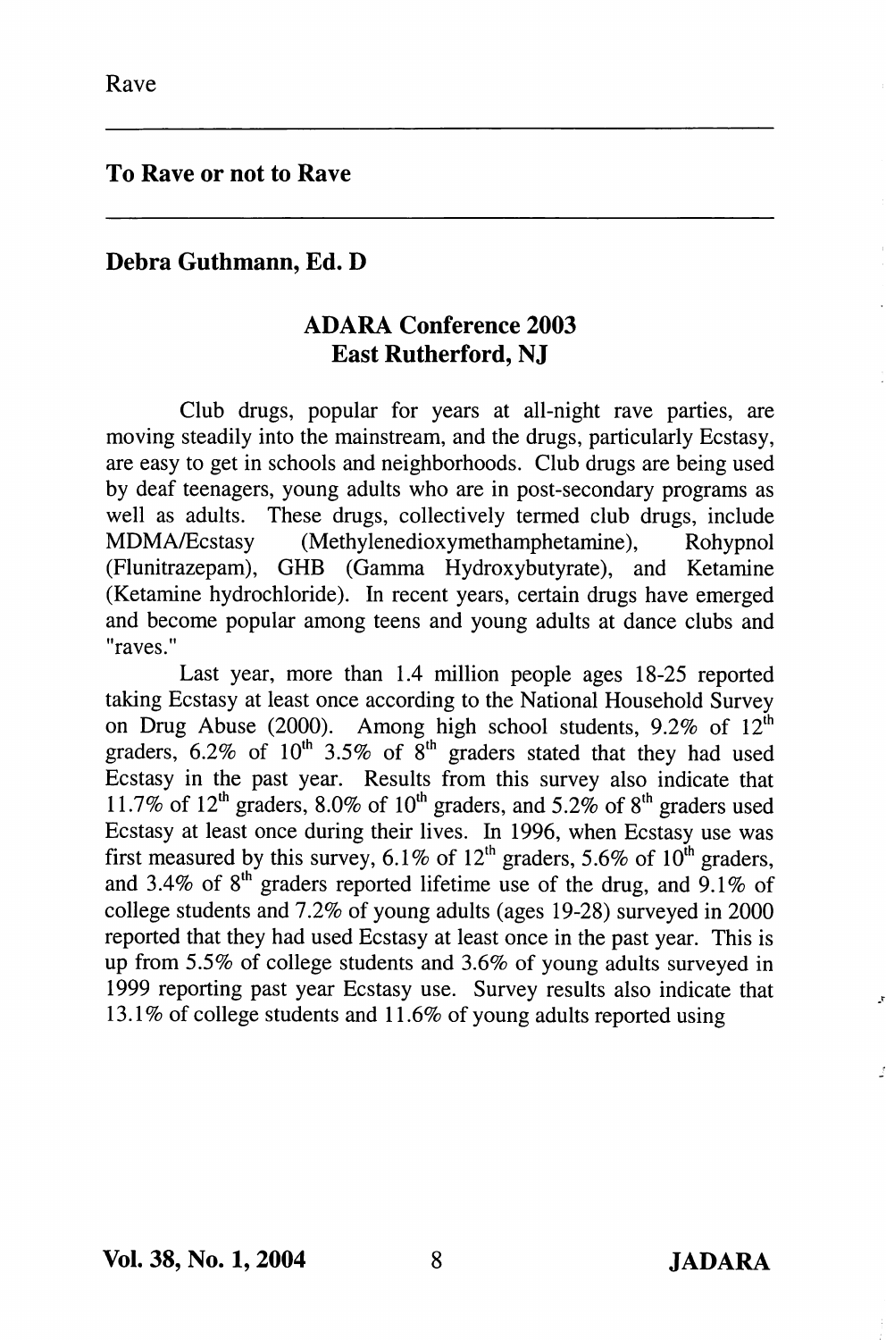## To Rave or not to Rave

### Debra Guthmann, Ed. D

### ADARA Conference 2003
### East Rutherford, NJ

Club drugs, popular for years at all-night rave parties, are moving steadily into the mainstream, and the drugs, particularly Ecstasy, are easy to get in schools and neighborhoods. Club drugs are being used by deaf teenagers, young adults who are in post-secondary programs as well as adults. These drugs, collectively termed club drugs, include MDMA/Ecstasy (Methylenedioxymethamphetamine), Rohypnol (Flunitrazepam), GHB (Gamma Hydroxybutyrate), and Ketamine (Ketamine hydrochloride). In recent years, certain drugs have emerged and become popular among teens and young adults at dance clubs and "raves."

Last year, more than 1.4 million people ages 18-25 reported taking Ecstasy at least once according to the National Household Survey on Drug Abuse (2000). Among high school students, 9.2% of 12th graders, 6.2% of 10th 3.5% of 8th graders stated that they had used Ecstasy in the past year. Results from this survey also indicate that 11.7% of 12th graders, 8.0% of 10th graders, and 5.2% of 8th graders used Ecstasy at least once during their lives. In 1996, when Ecstasy use was first measured by this survey, 6.1% of 12th graders, 5.6% of 10th graders, and 3.4% of 8th graders reported lifetime use of the drug, and 9.1% of college students and 7.2% of young adults (ages 19-28) surveyed in 2000 reported that they had used Ecstasy at least once in the past year. This is up from 5.5% of college students and 3.6% of young adults surveyed in 1999 reporting past year Ecstasy use. Survey results also indicate that 13.1% of college students and 11.6% of young adults reported using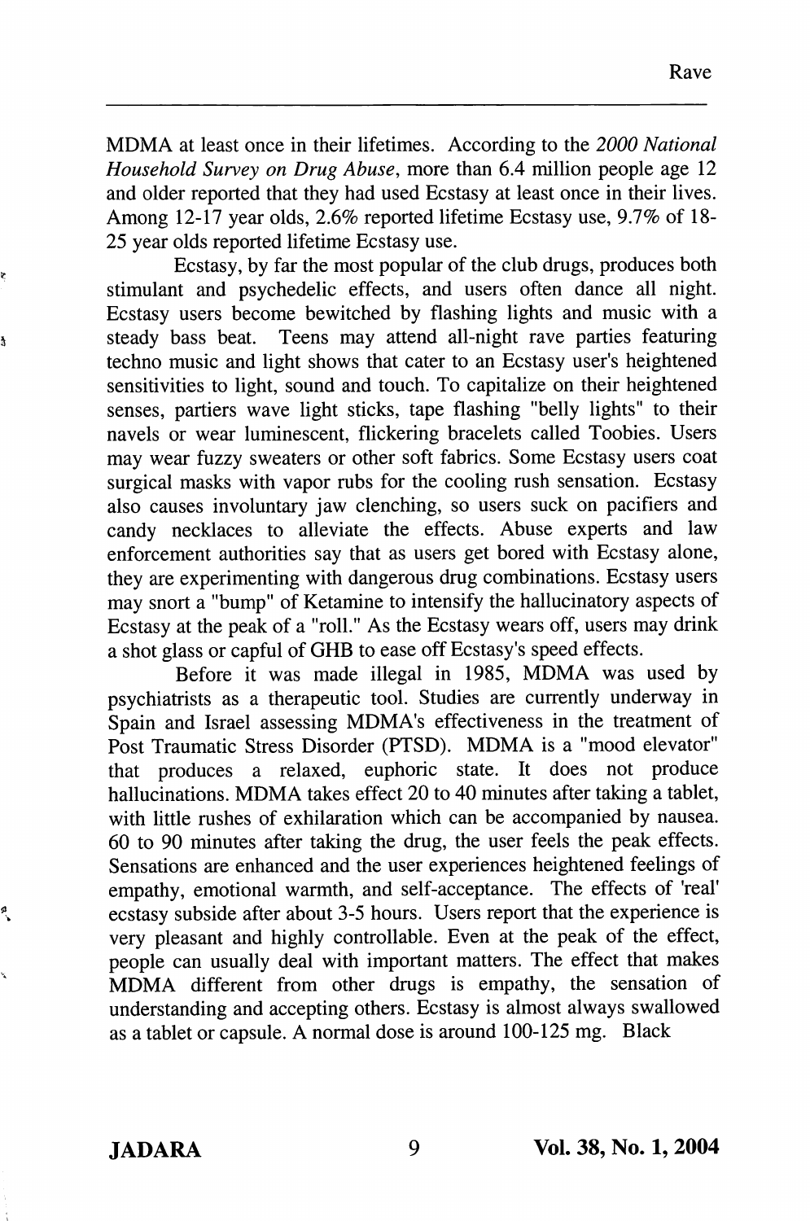MDMA at least once in their lifetimes. According to the *2000 National Household Survey on Drug Abuse*, more than 6.4 million people age 12 and older reported that they had used Ecstasy at least once in their lives. Among 12-17 year olds, 2.6% reported lifetime Ecstasy use, 9.7% of 18-25 year olds reported lifetime Ecstasy use.

Ecstasy, by far the most popular of the club drugs, produces both stimulant and psychedelic effects, and users often dance all night. Ecstasy users become bewitched by flashing lights and music with a steady bass beat. Teens may attend all-night rave parties featuring techno music and light shows that cater to an Ecstasy user's heightened sensitivities to light, sound and touch. To capitalize on their heightened senses, partiers wave light sticks, tape flashing "belly lights" to their navels or wear luminescent, flickering bracelets called Toobies. Users may wear fuzzy sweaters or other soft fabrics. Some Ecstasy users coat surgical masks with vapor rubs for the cooling rush sensation. Ecstasy also causes involuntary jaw clenching, so users suck on pacifiers and candy necklaces to alleviate the effects. Abuse experts and law enforcement authorities say that as users get bored with Ecstasy alone, they are experimenting with dangerous drug combinations. Ecstasy users may snort a "bump" of Ketamine to intensify the hallucinatory aspects of Ecstasy at the peak of a "roll." As the Ecstasy wears off, users may drink a shot glass or capful of GHB to ease off Ecstasy's speed effects.

Before it was made illegal in 1985, MDMA was used by psychiatrists as a therapeutic tool. Studies are currently underway in Spain and Israel assessing MDMA's effectiveness in the treatment of Post Traumatic Stress Disorder (PTSD). MDMA is a "mood elevator" that produces a relaxed, euphoric state. It does not produce hallucinations. MDMA takes effect 20 to 40 minutes after taking a tablet, with little rushes of exhilaration which can be accompanied by nausea. 60 to 90 minutes after taking the drug, the user feels the peak effects. Sensations are enhanced and the user experiences heightened feelings of empathy, emotional warmth, and self-acceptance. The effects of 'real' ecstasy subside after about 3-5 hours. Users report that the experience is very pleasant and highly controllable. Even at the peak of the effect, people can usually deal with important matters. The effect that makes MDMA different from other drugs is empathy, the sensation of understanding and accepting others. Ecstasy is almost always swallowed as a tablet or capsule. A normal dose is around 100-125 mg. Black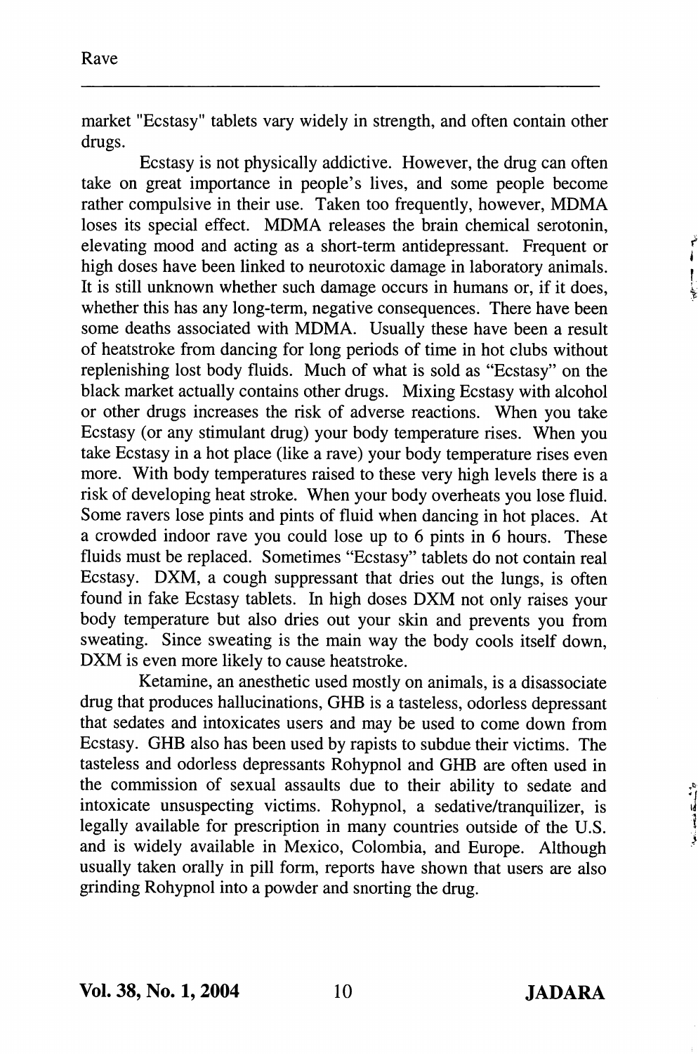market "Ecstasy" tablets vary widely in strength, and often contain other drugs.

Ecstasy is not physically addictive. However, the drug can often take on great importance in people's lives, and some people become rather compulsive in their use. Taken too frequently, however, MDMA loses its special effect. MDMA releases the brain chemical serotonin, elevating mood and acting as a short-term antidepressant. Frequent or high doses have been linked to neurotoxic damage in laboratory animals. It is still unknown whether such damage occurs in humans or, if it does, whether this has any long-term, negative consequences. There have been some deaths associated with MDMA. Usually these have been a result of heatstroke from dancing for long periods of time in hot clubs without replenishing lost body fluids. Much of what is sold as "Ecstasy" on the black market actually contains other drugs. Mixing Ecstasy with alcohol or other drugs increases the risk of adverse reactions. When you take Ecstasy (or any stimulant drug) your body temperature rises. When you take Ecstasy in a hot place (like a rave) your body temperature rises even more. With body temperatures raised to these very high levels there is a risk of developing heat stroke. When your body overheats you lose fluid. Some ravers lose pints and pints of fluid when dancing in hot places. At a crowded indoor rave you could lose up to 6 pints in 6 hours. These fluids must be replaced. Sometimes "Ecstasy" tablets do not contain real Ecstasy. DXM, a cough suppressant that dries out the lungs, is often found in fake Ecstasy tablets. In high doses DXM not only raises your body temperature but also dries out your skin and prevents you from sweating. Since sweating is the main way the body cools itself down, DXM is even more likely to cause heatstroke.

Ketamine, an anesthetic used mostly on animals, is a disassociate drug that produces hallucinations, GHB is a tasteless, odorless depressant that sedates and intoxicates users and may be used to come down from Ecstasy. GHB also has been used by rapists to subdue their victims. The tasteless and odorless depressants Rohypnol and GHB are often used in the commission of sexual assaults due to their ability to sedate and intoxicate unsuspecting victims. Rohypnol, a sedative/tranquilizer, is legally available for prescription in many countries outside of the U.S. and is widely available in Mexico, Colombia, and Europe. Although usually taken orally in pill form, reports have shown that users are also grinding Rohypnol into a powder and snorting the drug.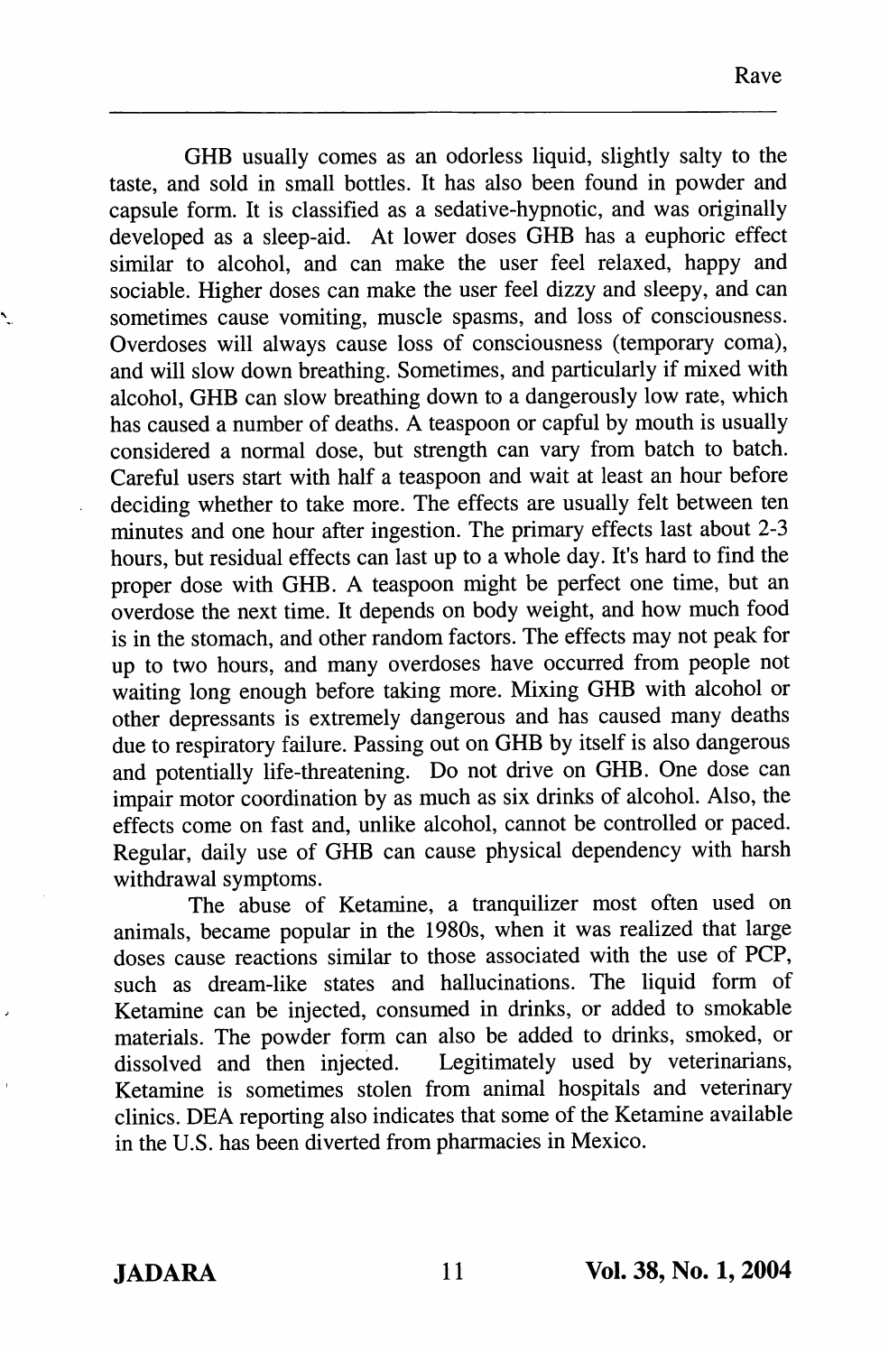GHB usually comes as an odorless liquid, slightly salty to the taste, and sold in small bottles. It has also been found in powder and capsule form. It is classified as a sedative-hypnotic, and was originally developed as a sleep-aid. At lower doses GHB has a euphoric effect similar to alcohol, and can make the user feel relaxed, happy and sociable. Higher doses can make the user feel dizzy and sleepy, and can sometimes cause vomiting, muscle spasms, and loss of consciousness. Overdoses will always cause loss of consciousness (temporary coma), and will slow down breathing. Sometimes, and particularly if mixed with alcohol, GHB can slow breathing down to a dangerously low rate, which has caused a number of deaths. A teaspoon or capful by mouth is usually considered a normal dose, but strength can vary from batch to batch. Careful users start with half a teaspoon and wait at least an hour before deciding whether to take more. The effects are usually felt between ten minutes and one hour after ingestion. The primary effects last about 2-3 hours, but residual effects can last up to a whole day. It's hard to find the proper dose with GHB. A teaspoon might be perfect one time, but an overdose the next time. It depends on body weight, and how much food is in the stomach, and other random factors. The effects may not peak for up to two hours, and many overdoses have occurred from people not waiting long enough before taking more. Mixing GHB with alcohol or other depressants is extremely dangerous and has caused many deaths due to respiratory failure. Passing out on GHB by itself is also dangerous and potentially life-threatening. Do not drive on GHB. One dose can impair motor coordination by as much as six drinks of alcohol. Also, the effects come on fast and, unlike alcohol, cannot be controlled or paced. Regular, daily use of GHB can cause physical dependency with harsh withdrawal symptoms.

The abuse of Ketamine, a tranquilizer most often used on animals, became popular in the 1980s, when it was realized that large doses cause reactions similar to those associated with the use of PCP, such as dream-like states and hallucinations. The liquid form of Ketamine can be injected, consumed in drinks, or added to smokable materials. The powder form can also be added to drinks, smoked, or dissolved and then injected. Legitimately used by veterinarians, Ketamine is sometimes stolen from animal hospitals and veterinary clinics. DEA reporting also indicates that some of the Ketamine available in the U.S. has been diverted from pharmacies in Mexico.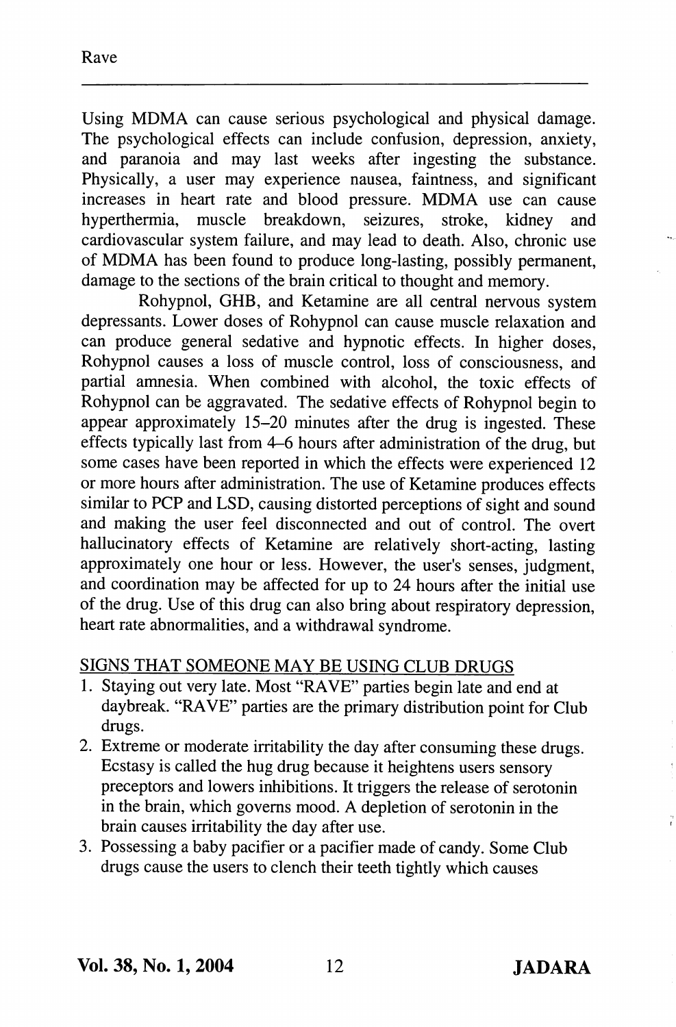Using MDMA can cause serious psychological and physical damage. The psychological effects can include confusion, depression, anxiety, and paranoia and may last weeks after ingesting the substance. Physically, a user may experience nausea, faintness, and significant increases in heart rate and blood pressure. MDMA use can cause hyperthermia, muscle breakdown, seizures, stroke, kidney and cardiovascular system failure, and may lead to death. Also, chronic use of MDMA has been found to produce long-lasting, possibly permanent, damage to the sections of the brain critical to thought and memory.

Rohypnol, GHB, and Ketamine are all central nervous system depressants. Lower doses of Rohypnol can cause muscle relaxation and can produce general sedative and hypnotic effects. In higher doses, Rohypnol causes a loss of muscle control, loss of consciousness, and partial amnesia. When combined with alcohol, the toxic effects of Rohypnol can be aggravated. The sedative effects of Rohypnol begin to appear approximately 15–20 minutes after the drug is ingested. These effects typically last from 4–6 hours after administration of the drug, but some cases have been reported in which the effects were experienced 12 or more hours after administration. The use of Ketamine produces effects similar to PCP and LSD, causing distorted perceptions of sight and sound and making the user feel disconnected and out of control. The overt hallucinatory effects of Ketamine are relatively short-acting, lasting approximately one hour or less. However, the user's senses, judgment, and coordination may be affected for up to 24 hours after the initial use of the drug. Use of this drug can also bring about respiratory depression, heart rate abnormalities, and a withdrawal syndrome.

SIGNS THAT SOMEONE MAY BE USING CLUB DRUGS

1. Staying out very late. Most "RAVE" parties begin late and end at daybreak. "RAVE" parties are the primary distribution point for Club drugs.
2. Extreme or moderate irritability the day after consuming these drugs. Ecstasy is called the hug drug because it heightens users sensory preceptors and lowers inhibitions. It triggers the release of serotonin in the brain, which governs mood. A depletion of serotonin in the brain causes irritability the day after use.
3. Possessing a baby pacifier or a pacifier made of candy. Some Club drugs cause the users to clench their teeth tightly which causes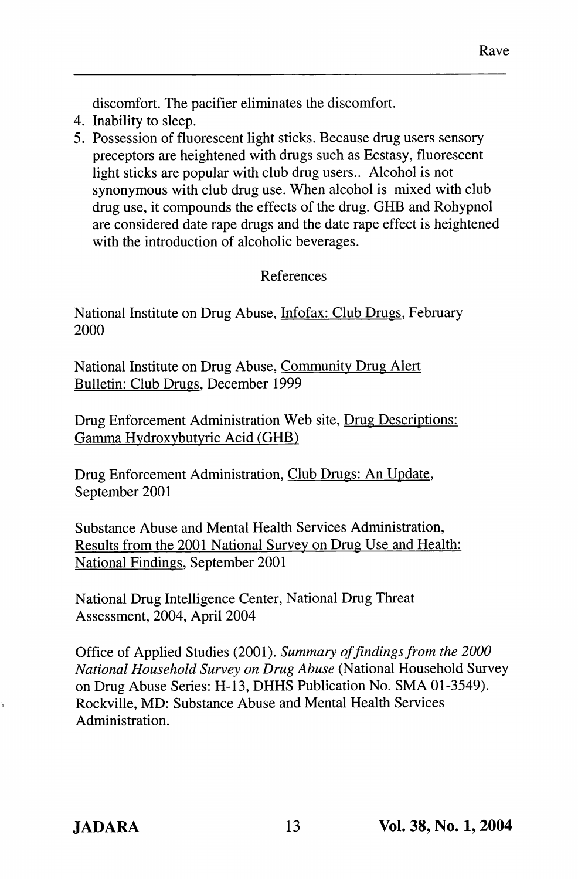discomfort. The pacifier eliminates the discomfort.

4. Inability to sleep.
5. Possession of fluorescent light sticks. Because drug users sensory preceptors are heightened with drugs such as Ecstasy, fluorescent light sticks are popular with club drug users.. Alcohol is not synonymous with club drug use. When alcohol is mixed with club drug use, it compounds the effects of the drug. GHB and Rohypnol are considered date rape drugs and the date rape effect is heightened with the introduction of alcoholic beverages.

## References

National Institute on Drug Abuse, Infofax: Club Drugs, February 2000

National Institute on Drug Abuse, Community Drug Alert Bulletin: Club Drugs, December 1999

Drug Enforcement Administration Web site, Drug Descriptions: Gamma Hydroxybutyric Acid (GHB)

Drug Enforcement Administration, Club Drugs: An Update, September 2001

Substance Abuse and Mental Health Services Administration, Results from the 2001 National Survey on Drug Use and Health: National Findings, September 2001

National Drug Intelligence Center, National Drug Threat Assessment, 2004, April 2004

Office of Applied Studies (2001). *Summary of findings from the 2000 National Household Survey on Drug Abuse* (National Household Survey on Drug Abuse Series: H-13, DHHS Publication No. SMA 01-3549). Rockville, MD: Substance Abuse and Mental Health Services Administration.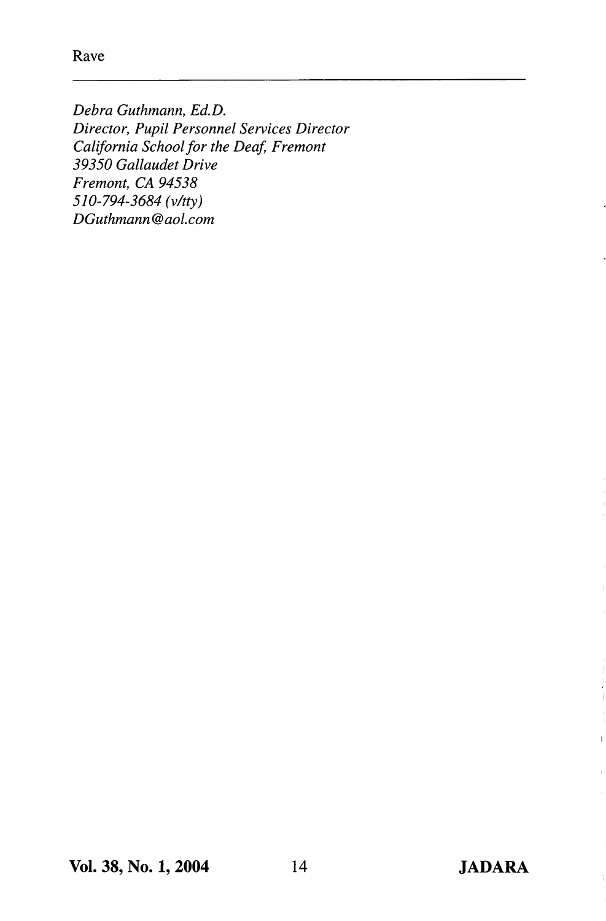*Debra Guthmann, Ed.D.*
*Director, Pupil Personnel Services Director*
*California School for the Deaf, Fremont*
*39350 Gallaudet Drive*
*Fremont, CA 94538*
*510-794-3684 (v/tty)*
*DGuthmann@aol.com*